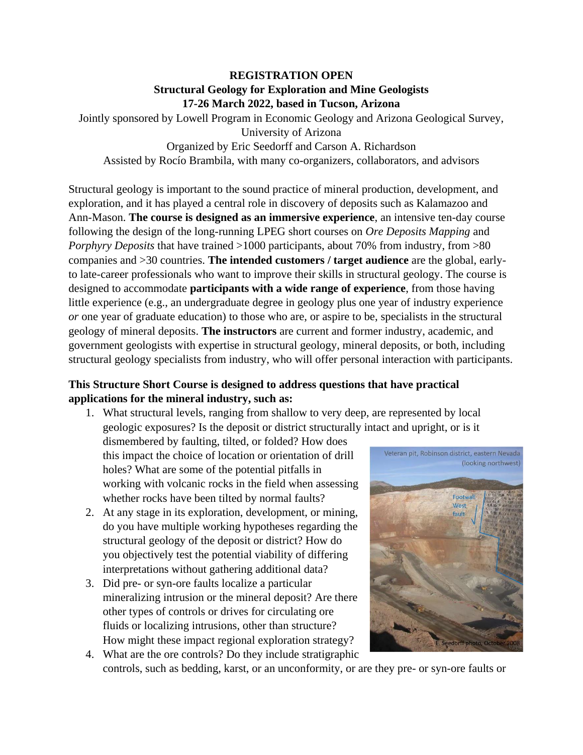**REGISTRATION OPEN**
**Structural Geology for Exploration and Mine Geologists**
**17-26 March 2022, based in Tucson, Arizona**

Jointly sponsored by Lowell Program in Economic Geology and Arizona Geological Survey, University of Arizona

Organized by Eric Seedorff and Carson A. Richardson

Assisted by Rocío Brambila, with many co-organizers, collaborators, and advisors

Structural geology is important to the sound practice of mineral production, development, and exploration, and it has played a central role in discovery of deposits such as Kalamazoo and Ann-Mason. **The course is designed as an immersive experience**, an intensive ten-day course following the design of the long-running LPEG short courses on *Ore Deposits Mapping* and *Porphyry Deposits* that have trained >1000 participants, about 70% from industry, from >80 companies and >30 countries. **The intended customers / target audience** are the global, early- to late-career professionals who want to improve their skills in structural geology. The course is designed to accommodate **participants with a wide range of experience**, from those having little experience (e.g., an undergraduate degree in geology plus one year of industry experience *or* one year of graduate education) to those who are, or aspire to be, specialists in the structural geology of mineral deposits. **The instructors** are current and former industry, academic, and government geologists with expertise in structural geology, mineral deposits, or both, including structural geology specialists from industry, who will offer personal interaction with participants.

**This Structure Short Course is designed to address questions that have practical applications for the mineral industry, such as:**

1. What structural levels, ranging from shallow to very deep, are represented by local geologic exposures? Is the deposit or district structurally intact and upright, or is it dismembered by faulting, tilted, or folded? How does this impact the choice of location or orientation of drill holes? What are some of the potential pitfalls in working with volcanic rocks in the field when assessing whether rocks have been tilted by normal faults?
2. At any stage in its exploration, development, or mining, do you have multiple working hypotheses regarding the structural geology of the deposit or district? How do you objectively test the potential viability of differing interpretations without gathering additional data?
3. Did pre- or syn-ore faults localize a particular mineralizing intrusion or the mineral deposit? Are there other types of controls or drives for circulating ore fluids or localizing intrusions, other than structure? How might these impact regional exploration strategy?
4. What are the ore controls? Do they include stratigraphic controls, such as bedding, karst, or an unconformity, or are they pre- or syn-ore faults or

Veteran pit, Robinson district, eastern Nevada (looking northwest)

Footwall West fault

E. Seedorff photo, October 2008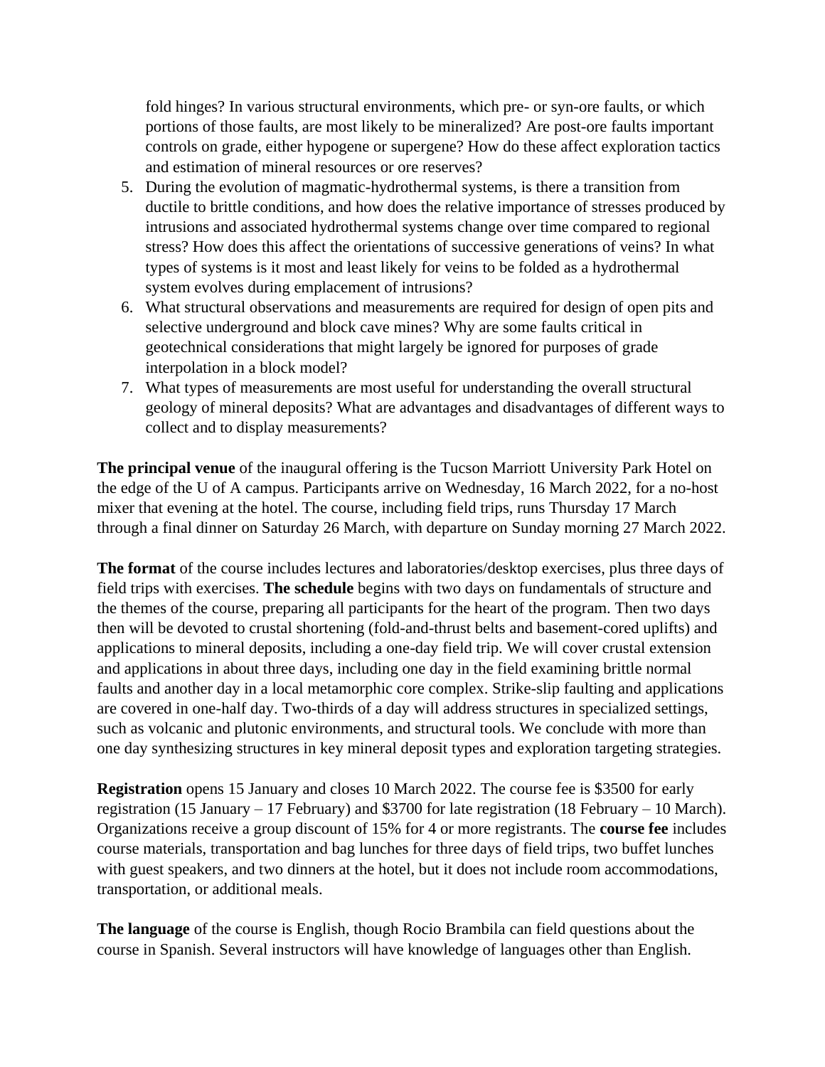fold hinges? In various structural environments, which pre- or syn-ore faults, or which portions of those faults, are most likely to be mineralized? Are post-ore faults important controls on grade, either hypogene or supergene? How do these affect exploration tactics and estimation of mineral resources or ore reserves?

5. During the evolution of magmatic-hydrothermal systems, is there a transition from ductile to brittle conditions, and how does the relative importance of stresses produced by intrusions and associated hydrothermal systems change over time compared to regional stress? How does this affect the orientations of successive generations of veins? In what types of systems is it most and least likely for veins to be folded as a hydrothermal system evolves during emplacement of intrusions?
6. What structural observations and measurements are required for design of open pits and selective underground and block cave mines? Why are some faults critical in geotechnical considerations that might largely be ignored for purposes of grade interpolation in a block model?
7. What types of measurements are most useful for understanding the overall structural geology of mineral deposits? What are advantages and disadvantages of different ways to collect and to display measurements?

**The principal venue** of the inaugural offering is the Tucson Marriott University Park Hotel on the edge of the U of A campus. Participants arrive on Wednesday, 16 March 2022, for a no-host mixer that evening at the hotel. The course, including field trips, runs Thursday 17 March through a final dinner on Saturday 26 March, with departure on Sunday morning 27 March 2022.

**The format** of the course includes lectures and laboratories/desktop exercises, plus three days of field trips with exercises. **The schedule** begins with two days on fundamentals of structure and the themes of the course, preparing all participants for the heart of the program. Then two days then will be devoted to crustal shortening (fold-and-thrust belts and basement-cored uplifts) and applications to mineral deposits, including a one-day field trip. We will cover crustal extension and applications in about three days, including one day in the field examining brittle normal faults and another day in a local metamorphic core complex. Strike-slip faulting and applications are covered in one-half day. Two-thirds of a day will address structures in specialized settings, such as volcanic and plutonic environments, and structural tools. We conclude with more than one day synthesizing structures in key mineral deposit types and exploration targeting strategies.

**Registration** opens 15 January and closes 10 March 2022. The course fee is $3500 for early registration (15 January – 17 February) and $3700 for late registration (18 February – 10 March). Organizations receive a group discount of 15% for 4 or more registrants. The **course fee** includes course materials, transportation and bag lunches for three days of field trips, two buffet lunches with guest speakers, and two dinners at the hotel, but it does not include room accommodations, transportation, or additional meals.

**The language** of the course is English, though Rocio Brambila can field questions about the course in Spanish. Several instructors will have knowledge of languages other than English.